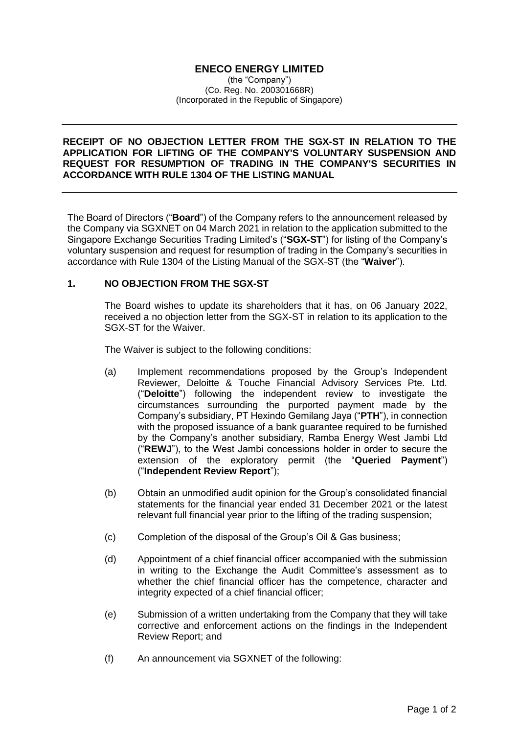# ENECO ENERGY LIMITED

(the "Company")
(Co. Reg. No. 200301668R)
(Incorporated in the Republic of Singapore)

---

**RECEIPT OF NO OBJECTION LETTER FROM THE SGX-ST IN RELATION TO THE APPLICATION FOR LIFTING OF THE COMPANY'S VOLUNTARY SUSPENSION AND REQUEST FOR RESUMPTION OF TRADING IN THE COMPANY'S SECURITIES IN ACCORDANCE WITH RULE 1304 OF THE LISTING MANUAL**

---

The Board of Directors ("**Board**") of the Company refers to the announcement released by the Company via SGXNET on 04 March 2021 in relation to the application submitted to the Singapore Exchange Securities Trading Limited's ("**SGX-ST**") for listing of the Company's voluntary suspension and request for resumption of trading in the Company's securities in accordance with Rule 1304 of the Listing Manual of the SGX-ST (the "**Waiver**").

## 1. NO OBJECTION FROM THE SGX-ST

The Board wishes to update its shareholders that it has, on 06 January 2022, received a no objection letter from the SGX-ST in relation to its application to the SGX-ST for the Waiver.

The Waiver is subject to the following conditions:

(a) Implement recommendations proposed by the Group's Independent Reviewer, Deloitte & Touche Financial Advisory Services Pte. Ltd. ("**Deloitte**") following the independent review to investigate the circumstances surrounding the purported payment made by the Company's subsidiary, PT Hexindo Gemilang Jaya ("**PTH**"), in connection with the proposed issuance of a bank guarantee required to be furnished by the Company's another subsidiary, Ramba Energy West Jambi Ltd ("**REWJ**"), to the West Jambi concessions holder in order to secure the extension of the exploratory permit (the "**Queried Payment**") ("**Independent Review Report**");

(b) Obtain an unmodified audit opinion for the Group's consolidated financial statements for the financial year ended 31 December 2021 or the latest relevant full financial year prior to the lifting of the trading suspension;

(c) Completion of the disposal of the Group's Oil & Gas business;

(d) Appointment of a chief financial officer accompanied with the submission in writing to the Exchange the Audit Committee's assessment as to whether the chief financial officer has the competence, character and integrity expected of a chief financial officer;

(e) Submission of a written undertaking from the Company that they will take corrective and enforcement actions on the findings in the Independent Review Report; and

(f) An announcement via SGXNET of the following: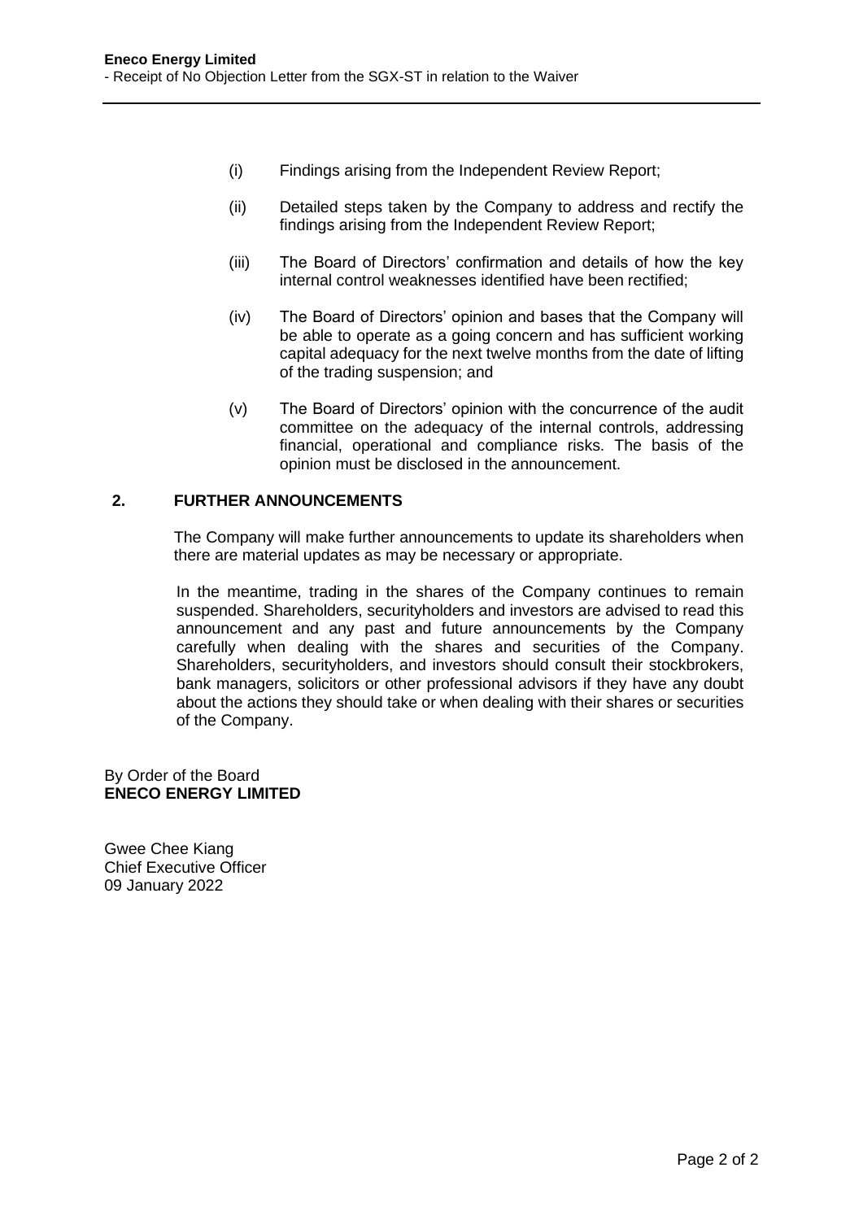(i) Findings arising from the Independent Review Report;

(ii) Detailed steps taken by the Company to address and rectify the findings arising from the Independent Review Report;

(iii) The Board of Directors' confirmation and details of how the key internal control weaknesses identified have been rectified;

(iv) The Board of Directors' opinion and bases that the Company will be able to operate as a going concern and has sufficient working capital adequacy for the next twelve months from the date of lifting of the trading suspension; and

(v) The Board of Directors' opinion with the concurrence of the audit committee on the adequacy of the internal controls, addressing financial, operational and compliance risks. The basis of the opinion must be disclosed in the announcement.

## 2. FURTHER ANNOUNCEMENTS

The Company will make further announcements to update its shareholders when there are material updates as may be necessary or appropriate.

In the meantime, trading in the shares of the Company continues to remain suspended. Shareholders, securityholders and investors are advised to read this announcement and any past and future announcements by the Company carefully when dealing with the shares and securities of the Company. Shareholders, securityholders, and investors should consult their stockbrokers, bank managers, solicitors or other professional advisors if they have any doubt about the actions they should take or when dealing with their shares or securities of the Company.

By Order of the Board
**ENECO ENERGY LIMITED**

Gwee Chee Kiang
Chief Executive Officer
09 January 2022